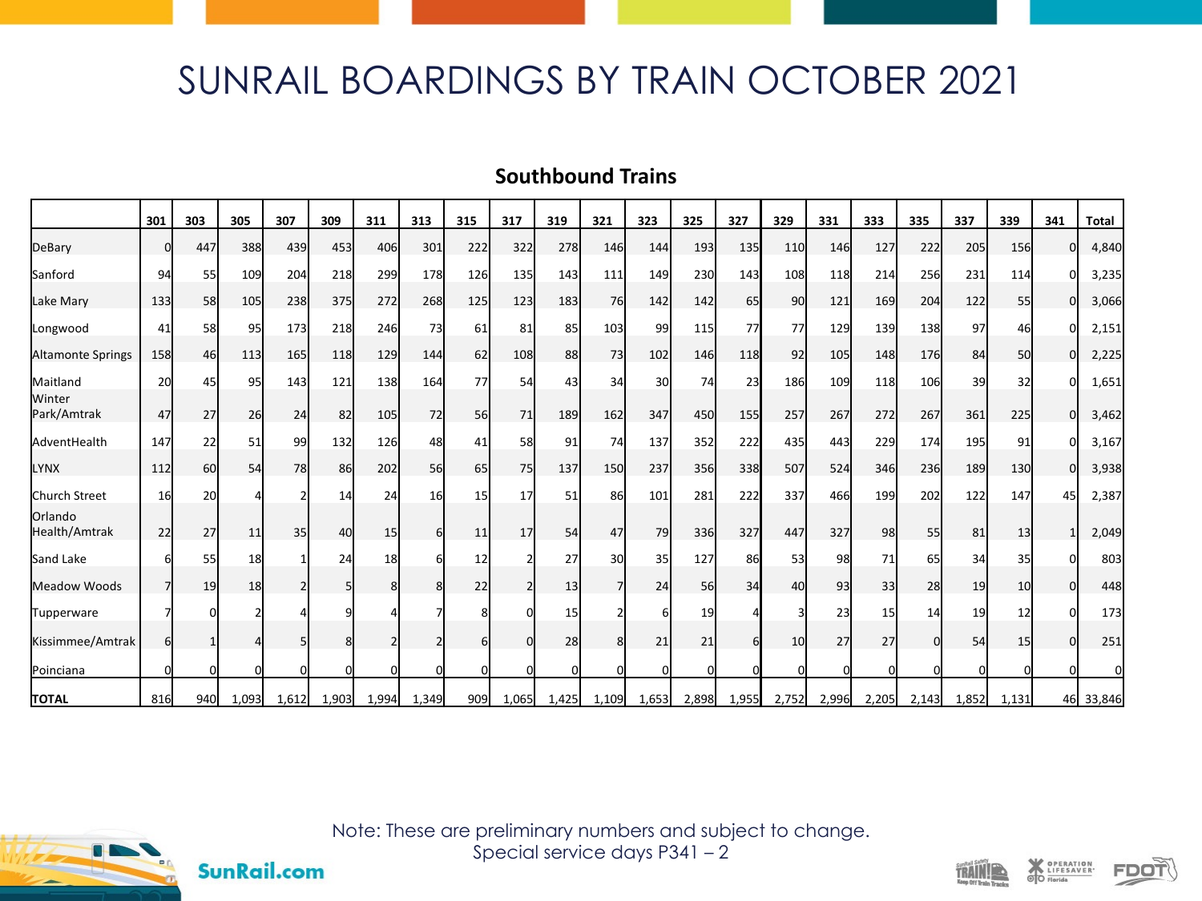# SUNRAIL BOARDINGS BY TRAIN OCTOBER 2021

## Southbound Trains

| | 301 | 303 | 305 | 307 | 309 | 311 | 313 | 315 | 317 | 319 | 321 | 323 | 325 | 327 | 329 | 331 | 333 | 335 | 337 | 339 | 341 | Total |
|---|---|---|---|---|---|---|---|---|---|---|---|---|---|---|---|---|---|---|---|---|---|---|
| DeBary | 0 | 447 | 388 | 439 | 453 | 406 | 301 | 222 | 322 | 278 | 146 | 144 | 193 | 135 | 110 | 146 | 127 | 222 | 205 | 156 | 0 | 4,840 |
| Sanford | 94 | 55 | 109 | 204 | 218 | 299 | 178 | 126 | 135 | 143 | 111 | 149 | 230 | 143 | 108 | 118 | 214 | 256 | 231 | 114 | 0 | 3,235 |
| Lake Mary | 133 | 58 | 105 | 238 | 375 | 272 | 268 | 125 | 123 | 183 | 76 | 142 | 142 | 65 | 90 | 121 | 169 | 204 | 122 | 55 | 0 | 3,066 |
| Longwood | 41 | 58 | 95 | 173 | 218 | 246 | 73 | 61 | 81 | 85 | 103 | 99 | 115 | 77 | 77 | 129 | 139 | 138 | 97 | 46 | 0 | 2,151 |
| Altamonte Springs | 158 | 46 | 113 | 165 | 118 | 129 | 144 | 62 | 108 | 88 | 73 | 102 | 146 | 118 | 92 | 105 | 148 | 176 | 84 | 50 | 0 | 2,225 |
| Maitland | 20 | 45 | 95 | 143 | 121 | 138 | 164 | 77 | 54 | 43 | 34 | 30 | 74 | 23 | 186 | 109 | 118 | 106 | 39 | 32 | 0 | 1,651 |
| Winter Park/Amtrak | 47 | 27 | 26 | 24 | 82 | 105 | 72 | 56 | 71 | 189 | 162 | 347 | 450 | 155 | 257 | 267 | 272 | 267 | 361 | 225 | 0 | 3,462 |
| AdventHealth | 147 | 22 | 51 | 99 | 132 | 126 | 48 | 41 | 58 | 91 | 74 | 137 | 352 | 222 | 435 | 443 | 229 | 174 | 195 | 91 | 0 | 3,167 |
| LYNX | 112 | 60 | 54 | 78 | 86 | 202 | 56 | 65 | 75 | 137 | 150 | 237 | 356 | 338 | 507 | 524 | 346 | 236 | 189 | 130 | 0 | 3,938 |
| Church Street | 16 | 20 | 4 | 2 | 14 | 24 | 16 | 15 | 17 | 51 | 86 | 101 | 281 | 222 | 337 | 466 | 199 | 202 | 122 | 147 | 45 | 2,387 |
| Orlando Health/Amtrak | 22 | 27 | 11 | 35 | 40 | 15 | 6 | 11 | 17 | 54 | 47 | 79 | 336 | 327 | 447 | 327 | 98 | 55 | 81 | 13 | 1 | 2,049 |
| Sand Lake | 6 | 55 | 18 | 1 | 24 | 18 | 6 | 12 | 2 | 27 | 30 | 35 | 127 | 86 | 53 | 98 | 71 | 65 | 34 | 35 | 0 | 803 |
| Meadow Woods | 7 | 19 | 18 | 2 | 5 | 8 | 8 | 22 | 2 | 13 | 7 | 24 | 56 | 34 | 40 | 93 | 33 | 28 | 19 | 10 | 0 | 448 |
| Tupperware | 7 | 0 | 2 | 4 | 9 | 4 | 7 | 8 | 0 | 15 | 2 | 6 | 19 | 4 | 3 | 23 | 15 | 14 | 19 | 12 | 0 | 173 |
| Kissimmee/Amtrak | 6 | 1 | 4 | 5 | 8 | 2 | 2 | 6 | 0 | 28 | 8 | 21 | 21 | 6 | 10 | 27 | 27 | 0 | 54 | 15 | 0 | 251 |
| Poinciana | 0 | 0 | 0 | 0 | 0 | 0 | 0 | 0 | 0 | 0 | 0 | 0 | 0 | 0 | 0 | 0 | 0 | 0 | 0 | 0 | 0 | 0 |
| **TOTAL** | 816 | 940 | 1,093 | 1,612 | 1,903 | 1,994 | 1,349 | 909 | 1,065 | 1,425 | 1,109 | 1,653 | 2,898 | 1,955 | 2,752 | 2,996 | 2,205 | 2,143 | 1,852 | 1,131 | 46 | 33,846 |

Note: These are preliminary numbers and subject to change.
Special service days P341 – 2

SunRail.com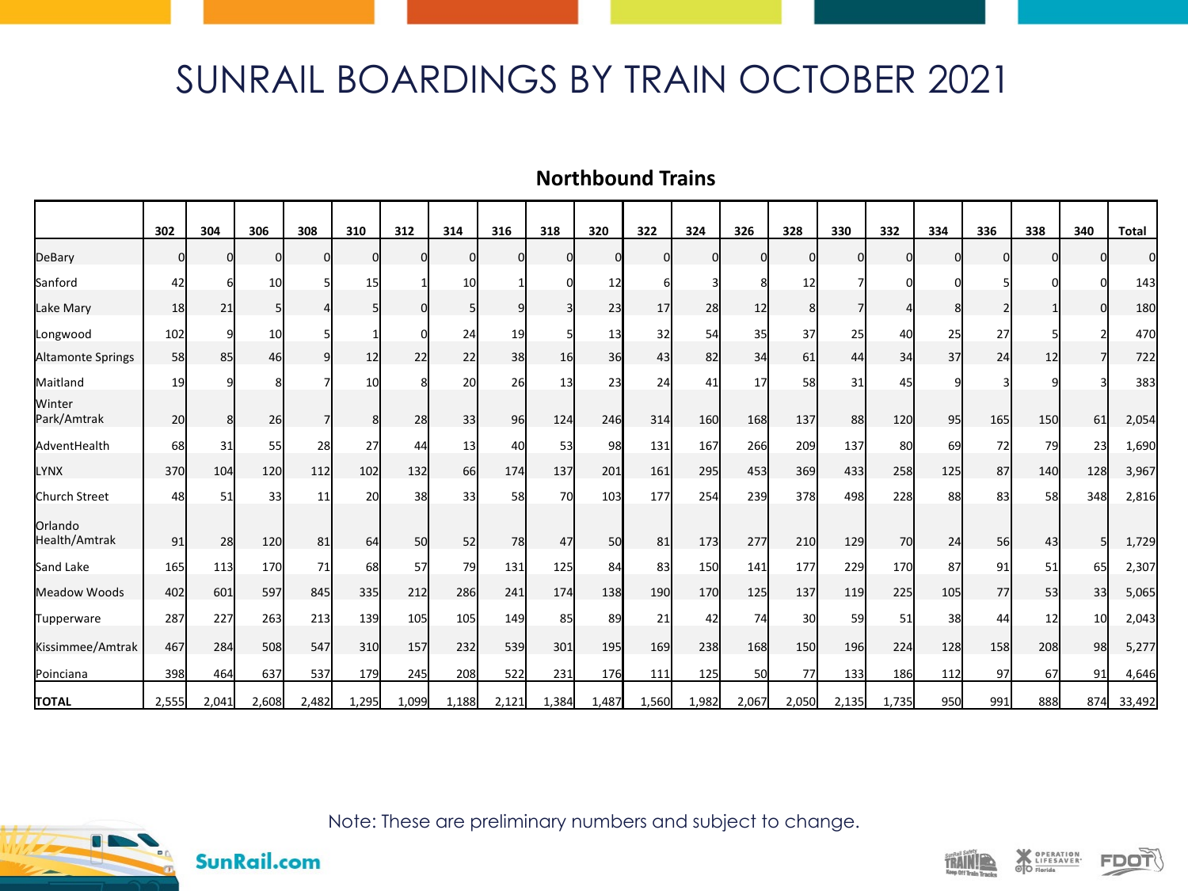# SUNRAIL BOARDINGS BY TRAIN OCTOBER 2021

## Northbound Trains

| | 302 | 304 | 306 | 308 | 310 | 312 | 314 | 316 | 318 | 320 | 322 | 324 | 326 | 328 | 330 | 332 | 334 | 336 | 338 | 340 | Total |
|---|---|---|---|---|---|---|---|---|---|---|---|---|---|---|---|---|---|---|---|---|---|
| DeBary | 0 | 0 | 0 | 0 | 0 | 0 | 0 | 0 | 0 | 0 | 0 | 0 | 0 | 0 | 0 | 0 | 0 | 0 | 0 | 0 | 0 |
| Sanford | 42 | 6 | 10 | 5 | 15 | 1 | 10 | 1 | 0 | 12 | 6 | 3 | 8 | 12 | 7 | 0 | 0 | 5 | 0 | 0 | 143 |
| Lake Mary | 18 | 21 | 5 | 4 | 5 | 0 | 5 | 9 | 3 | 23 | 17 | 28 | 12 | 8 | 7 | 4 | 8 | 2 | 1 | 0 | 180 |
| Longwood | 102 | 9 | 10 | 5 | 1 | 0 | 24 | 19 | 5 | 13 | 32 | 54 | 35 | 37 | 25 | 40 | 25 | 27 | 5 | 2 | 470 |
| Altamonte Springs | 58 | 85 | 46 | 9 | 12 | 22 | 22 | 38 | 16 | 36 | 43 | 82 | 34 | 61 | 44 | 34 | 37 | 24 | 12 | 7 | 722 |
| Maitland | 19 | 9 | 8 | 7 | 10 | 8 | 20 | 26 | 13 | 23 | 24 | 41 | 17 | 58 | 31 | 45 | 9 | 3 | 9 | 3 | 383 |
| Winter Park/Amtrak | 20 | 8 | 26 | 7 | 8 | 28 | 33 | 96 | 124 | 246 | 314 | 160 | 168 | 137 | 88 | 120 | 95 | 165 | 150 | 61 | 2,054 |
| AdventHealth | 68 | 31 | 55 | 28 | 27 | 44 | 13 | 40 | 53 | 98 | 131 | 167 | 266 | 209 | 137 | 80 | 69 | 72 | 79 | 23 | 1,690 |
| LYNX | 370 | 104 | 120 | 112 | 102 | 132 | 66 | 174 | 137 | 201 | 161 | 295 | 453 | 369 | 433 | 258 | 125 | 87 | 140 | 128 | 3,967 |
| Church Street | 48 | 51 | 33 | 11 | 20 | 38 | 33 | 58 | 70 | 103 | 177 | 254 | 239 | 378 | 498 | 228 | 88 | 83 | 58 | 348 | 2,816 |
| Orlando Health/Amtrak | 91 | 28 | 120 | 81 | 64 | 50 | 52 | 78 | 47 | 50 | 81 | 173 | 277 | 210 | 129 | 70 | 24 | 56 | 43 | 5 | 1,729 |
| Sand Lake | 165 | 113 | 170 | 71 | 68 | 57 | 79 | 131 | 125 | 84 | 83 | 150 | 141 | 177 | 229 | 170 | 87 | 91 | 51 | 65 | 2,307 |
| Meadow Woods | 402 | 601 | 597 | 845 | 335 | 212 | 286 | 241 | 174 | 138 | 190 | 170 | 125 | 137 | 119 | 225 | 105 | 77 | 53 | 33 | 5,065 |
| Tupperware | 287 | 227 | 263 | 213 | 139 | 105 | 105 | 149 | 85 | 89 | 21 | 42 | 74 | 30 | 59 | 51 | 38 | 44 | 12 | 10 | 2,043 |
| Kissimmee/Amtrak | 467 | 284 | 508 | 547 | 310 | 157 | 232 | 539 | 301 | 195 | 169 | 238 | 168 | 150 | 196 | 224 | 128 | 158 | 208 | 98 | 5,277 |
| Poinciana | 398 | 464 | 637 | 537 | 179 | 245 | 208 | 522 | 231 | 176 | 111 | 125 | 50 | 77 | 133 | 186 | 112 | 97 | 67 | 91 | 4,646 |
| **TOTAL** | 2,555 | 2,041 | 2,608 | 2,482 | 1,295 | 1,099 | 1,188 | 2,121 | 1,384 | 1,487 | 1,560 | 1,982 | 2,067 | 2,050 | 2,135 | 1,735 | 950 | 991 | 888 | 874 | 33,492 |

Note: These are preliminary numbers and subject to change.

SunRail.com